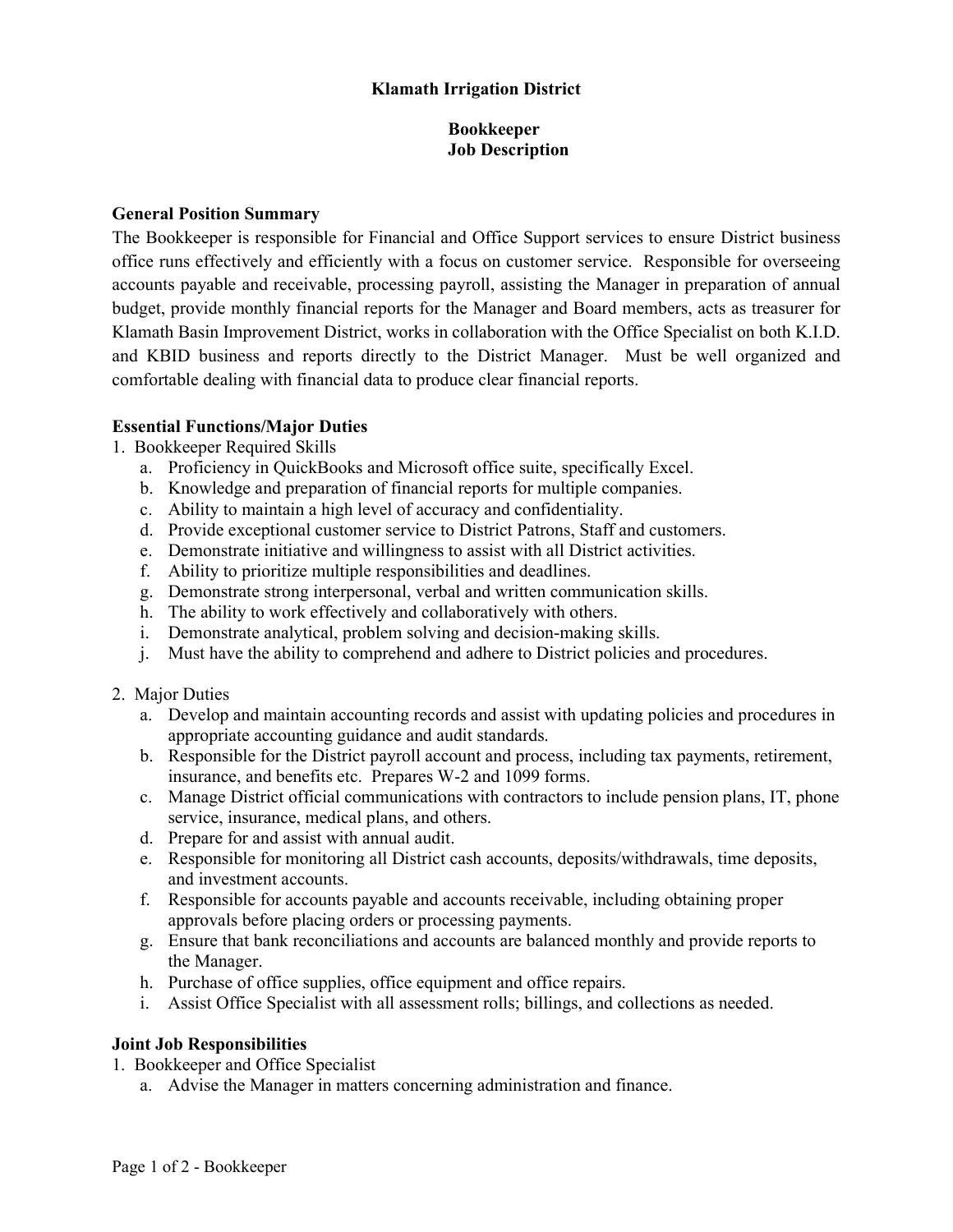# Klamath Irrigation District

## Bookkeeper
## Job Description

### General Position Summary

The Bookkeeper is responsible for Financial and Office Support services to ensure District business office runs effectively and efficiently with a focus on customer service. Responsible for overseeing accounts payable and receivable, processing payroll, assisting the Manager in preparation of annual budget, provide monthly financial reports for the Manager and Board members, acts as treasurer for Klamath Basin Improvement District, works in collaboration with the Office Specialist on both K.I.D. and KBID business and reports directly to the District Manager. Must be well organized and comfortable dealing with financial data to produce clear financial reports.

### Essential Functions/Major Duties

1. Bookkeeper Required Skills
   a. Proficiency in QuickBooks and Microsoft office suite, specifically Excel.
   b. Knowledge and preparation of financial reports for multiple companies.
   c. Ability to maintain a high level of accuracy and confidentiality.
   d. Provide exceptional customer service to District Patrons, Staff and customers.
   e. Demonstrate initiative and willingness to assist with all District activities.
   f. Ability to prioritize multiple responsibilities and deadlines.
   g. Demonstrate strong interpersonal, verbal and written communication skills.
   h. The ability to work effectively and collaboratively with others.
   i. Demonstrate analytical, problem solving and decision-making skills.
   j. Must have the ability to comprehend and adhere to District policies and procedures.

2. Major Duties
   a. Develop and maintain accounting records and assist with updating policies and procedures in appropriate accounting guidance and audit standards.
   b. Responsible for the District payroll account and process, including tax payments, retirement, insurance, and benefits etc. Prepares W-2 and 1099 forms.
   c. Manage District official communications with contractors to include pension plans, IT, phone service, insurance, medical plans, and others.
   d. Prepare for and assist with annual audit.
   e. Responsible for monitoring all District cash accounts, deposits/withdrawals, time deposits, and investment accounts.
   f. Responsible for accounts payable and accounts receivable, including obtaining proper approvals before placing orders or processing payments.
   g. Ensure that bank reconciliations and accounts are balanced monthly and provide reports to the Manager.
   h. Purchase of office supplies, office equipment and office repairs.
   i. Assist Office Specialist with all assessment rolls; billings, and collections as needed.

### Joint Job Responsibilities

1. Bookkeeper and Office Specialist
   a. Advise the Manager in matters concerning administration and finance.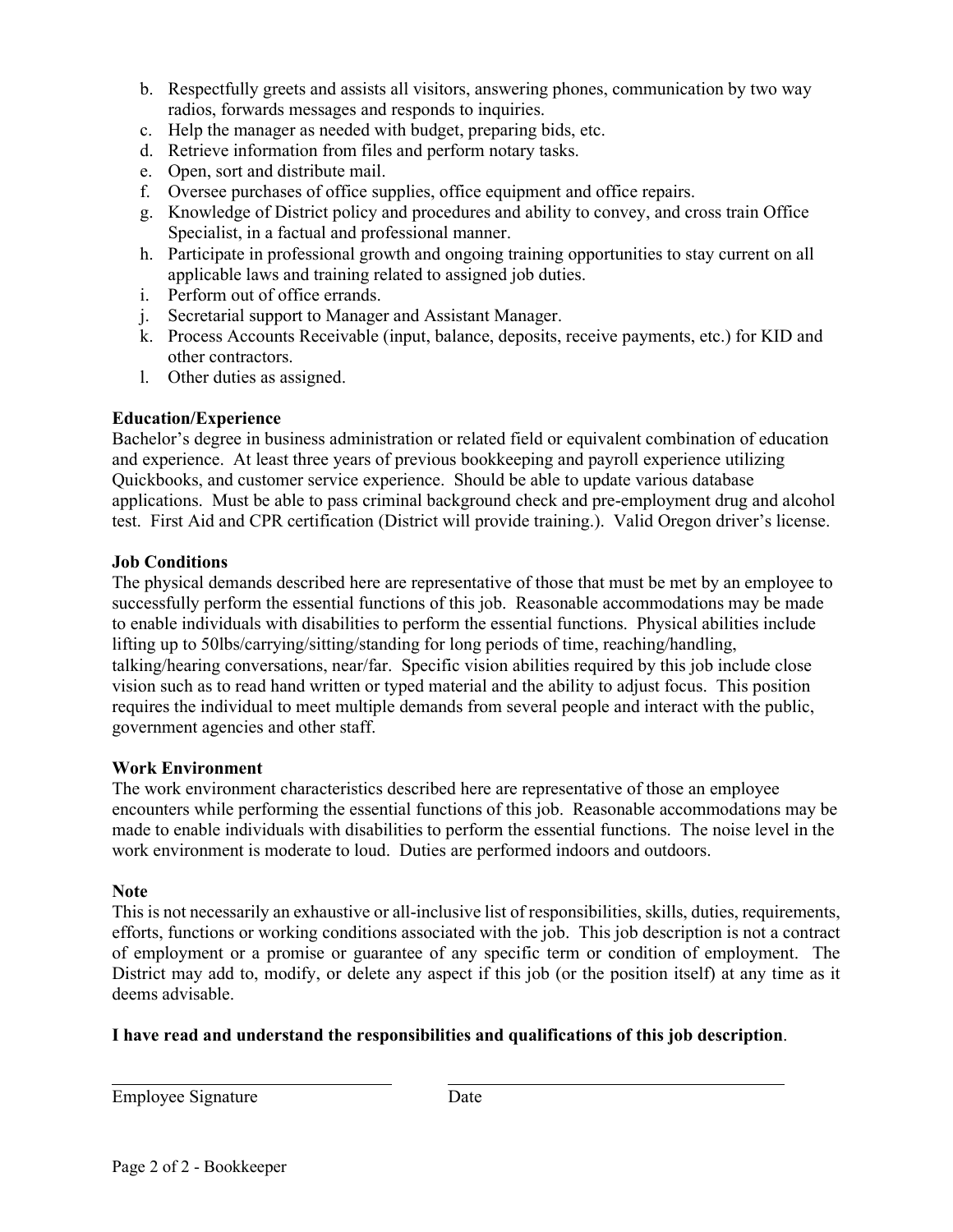b. Respectfully greets and assists all visitors, answering phones, communication by two way radios, forwards messages and responds to inquiries.
c. Help the manager as needed with budget, preparing bids, etc.
d. Retrieve information from files and perform notary tasks.
e. Open, sort and distribute mail.
f. Oversee purchases of office supplies, office equipment and office repairs.
g. Knowledge of District policy and procedures and ability to convey, and cross train Office Specialist, in a factual and professional manner.
h. Participate in professional growth and ongoing training opportunities to stay current on all applicable laws and training related to assigned job duties.
i. Perform out of office errands.
j. Secretarial support to Manager and Assistant Manager.
k. Process Accounts Receivable (input, balance, deposits, receive payments, etc.) for KID and other contractors.
l. Other duties as assigned.

**Education/Experience**

Bachelor's degree in business administration or related field or equivalent combination of education and experience. At least three years of previous bookkeeping and payroll experience utilizing Quickbooks, and customer service experience. Should be able to update various database applications. Must be able to pass criminal background check and pre-employment drug and alcohol test. First Aid and CPR certification (District will provide training.). Valid Oregon driver's license.

**Job Conditions**

The physical demands described here are representative of those that must be met by an employee to successfully perform the essential functions of this job. Reasonable accommodations may be made to enable individuals with disabilities to perform the essential functions. Physical abilities include lifting up to 50lbs/carrying/sitting/standing for long periods of time, reaching/handling, talking/hearing conversations, near/far. Specific vision abilities required by this job include close vision such as to read hand written or typed material and the ability to adjust focus. This position requires the individual to meet multiple demands from several people and interact with the public, government agencies and other staff.

**Work Environment**

The work environment characteristics described here are representative of those an employee encounters while performing the essential functions of this job. Reasonable accommodations may be made to enable individuals with disabilities to perform the essential functions. The noise level in the work environment is moderate to loud. Duties are performed indoors and outdoors.

**Note**

This is not necessarily an exhaustive or all-inclusive list of responsibilities, skills, duties, requirements, efforts, functions or working conditions associated with the job. This job description is not a contract of employment or a promise or guarantee of any specific term or condition of employment. The District may add to, modify, or delete any aspect if this job (or the position itself) at any time as it deems advisable.

**I have read and understand the responsibilities and qualifications of this job description**.

\_\_\_\_\_\_\_\_\_\_\_\_\_\_\_\_\_\_\_\_\_\_\_\_\_\_\_\_ \_\_\_\_\_\_\_\_\_\_\_\_\_\_\_\_\_\_\_\_\_\_\_\_\_\_\_\_

Employee Signature Date